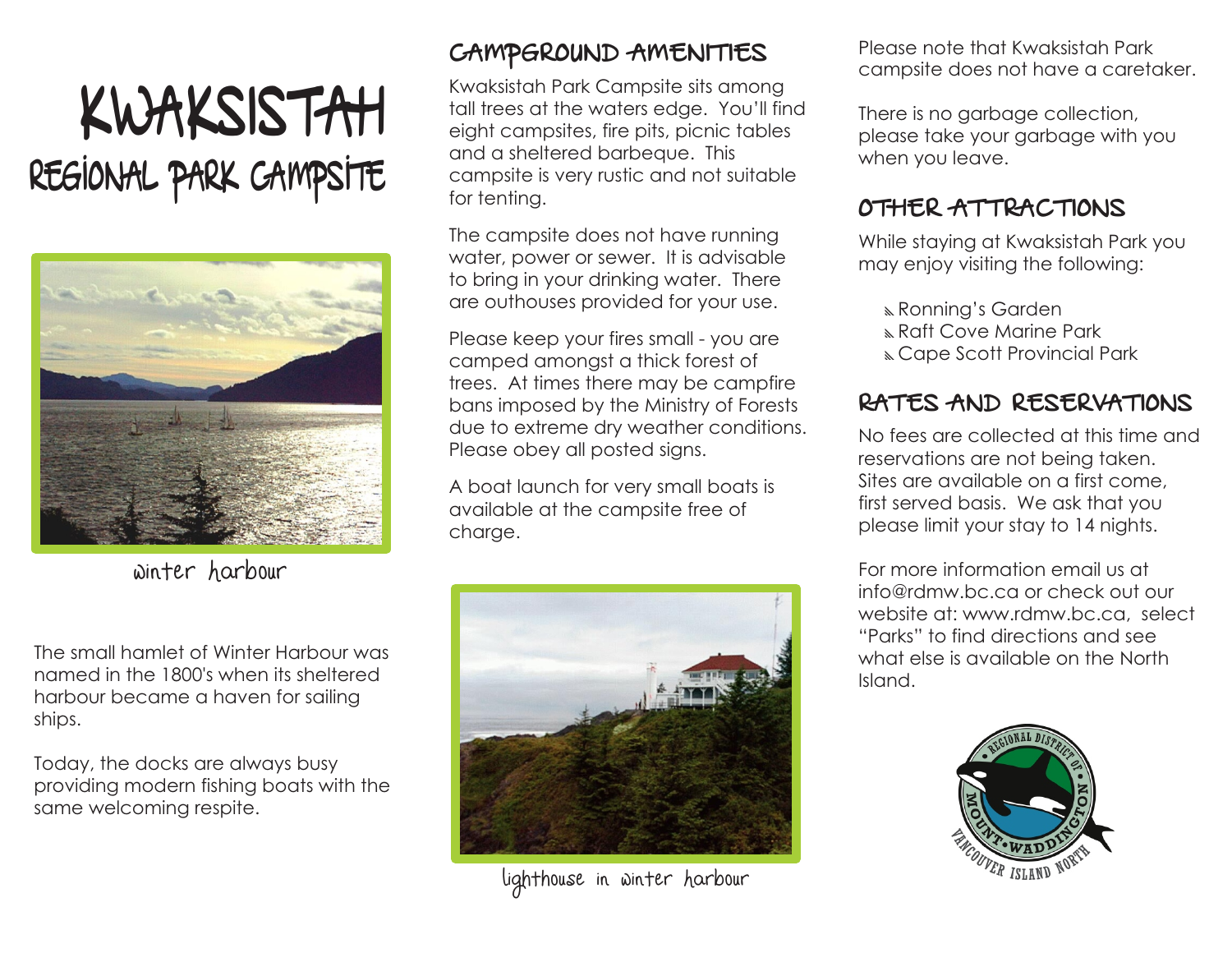# KWAKSISTAH
## REGIONAL PARK CAMPSITE

winter harbour

The small hamlet of Winter Harbour was named in the 1800's when its sheltered harbour became a haven for sailing ships.

Today, the docks are always busy providing modern fishing boats with the same welcoming respite.

## CAMPGROUND AMENITIES

Kwaksistah Park Campsite sits among tall trees at the waters edge. You'll find eight campsites, fire pits, picnic tables and a sheltered barbeque. This campsite is very rustic and not suitable for tenting.

The campsite does not have running water, power or sewer. It is advisable to bring in your drinking water. There are outhouses provided for your use.

Please keep your fires small - you are camped amongst a thick forest of trees. At times there may be campfire bans imposed by the Ministry of Forests due to extreme dry weather conditions. Please obey all posted signs.

A boat launch for very small boats is available at the campsite free of charge.

lighthouse in winter harbour

Please note that Kwaksistah Park campsite does not have a caretaker.

There is no garbage collection, please take your garbage with you when you leave.

## OTHER ATTRACTIONS

While staying at Kwaksistah Park you may enjoy visiting the following:

- Ronning's Garden
- Raft Cove Marine Park
- Cape Scott Provincial Park

## RATES AND RESERVATIONS

No fees are collected at this time and reservations are not being taken. Sites are available on a first come, first served basis. We ask that you please limit your stay to 14 nights.

For more information email us at info@rdmw.bc.ca or check out our website at: www.rdmw.bc.ca, select "Parks" to find directions and see what else is available on the North Island.

REGIONAL DISTRICT OF MOUNT WADDINGTON  
VANCOUVER ISLAND NORTH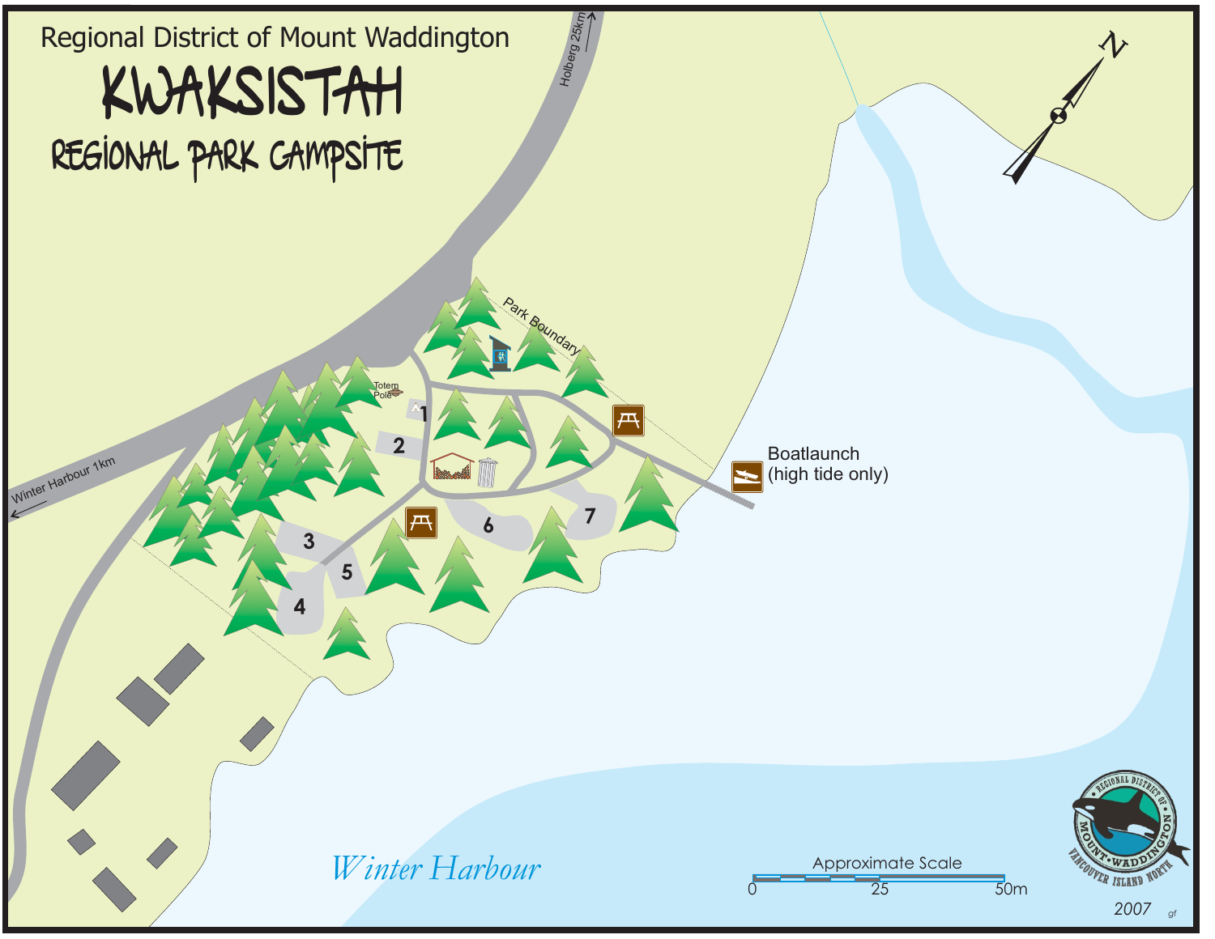Regional District of Mount Waddington

# KWAKSISTAH

## REGIONAL PARK CAMPSITE

Holberg 25km

Winter Harbour 1km

Park Boundary

Totem Pole

1

2

3

4

5

6

7

Boatlaunch
(high tide only)

N

Winter Harbour

Approximate Scale

0 25 50m

REGIONAL DISTRICT OF MOUNT WADDINGTON
VANCOUVER ISLAND NORTH

2007 gf